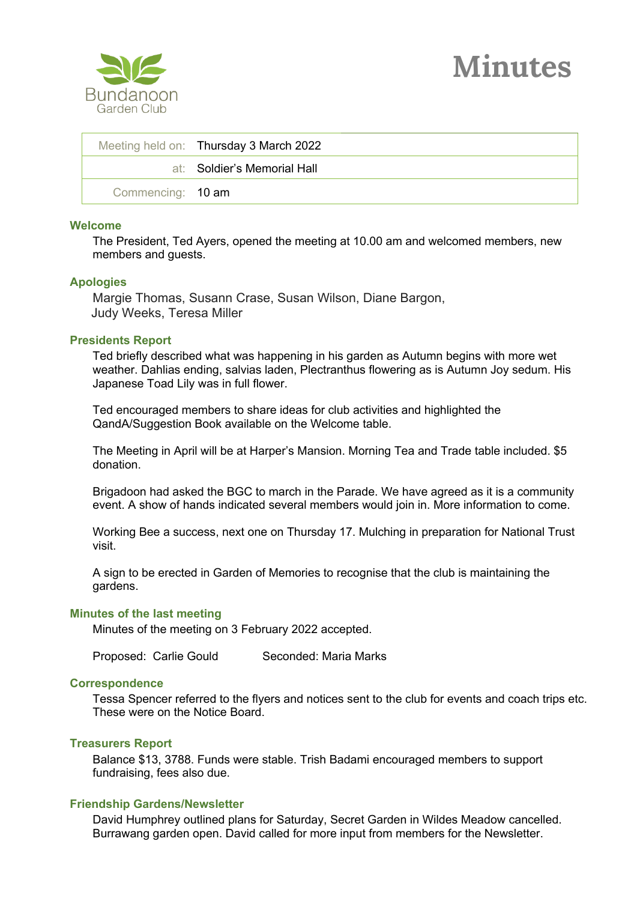Bundanoon Garden Club

# Minutes

| Meeting held on: | Thursday 3 March 2022 |
|---|---|
| at: | Soldier's Memorial Hall |
| Commencing: | 10 am |

## Welcome

The President, Ted Ayers, opened the meeting at 10.00 am and welcomed members, new members and guests.

## Apologies

Margie Thomas, Susann Crase, Susan Wilson, Diane Bargon, Judy Weeks, Teresa Miller

## Presidents Report

Ted briefly described what was happening in his garden as Autumn begins with more wet weather. Dahlias ending, salvias laden, Plectranthus flowering as is Autumn Joy sedum. His Japanese Toad Lily was in full flower.

Ted encouraged members to share ideas for club activities and highlighted the QandA/Suggestion Book available on the Welcome table.

The Meeting in April will be at Harper's Mansion. Morning Tea and Trade table included. $5 donation.

Brigadoon had asked the BGC to march in the Parade. We have agreed as it is a community event. A show of hands indicated several members would join in. More information to come.

Working Bee a success, next one on Thursday 17. Mulching in preparation for National Trust visit.

A sign to be erected in Garden of Memories to recognise that the club is maintaining the gardens.

## Minutes of the last meeting

Minutes of the meeting on 3 February 2022 accepted.

Proposed: Carlie Gould Seconded: Maria Marks

## Correspondence

Tessa Spencer referred to the flyers and notices sent to the club for events and coach trips etc. These were on the Notice Board.

## Treasurers Report

Balance $13, 3788. Funds were stable. Trish Badami encouraged members to support fundraising, fees also due.

## Friendship Gardens/Newsletter

David Humphrey outlined plans for Saturday, Secret Garden in Wildes Meadow cancelled. Burrawang garden open. David called for more input from members for the Newsletter.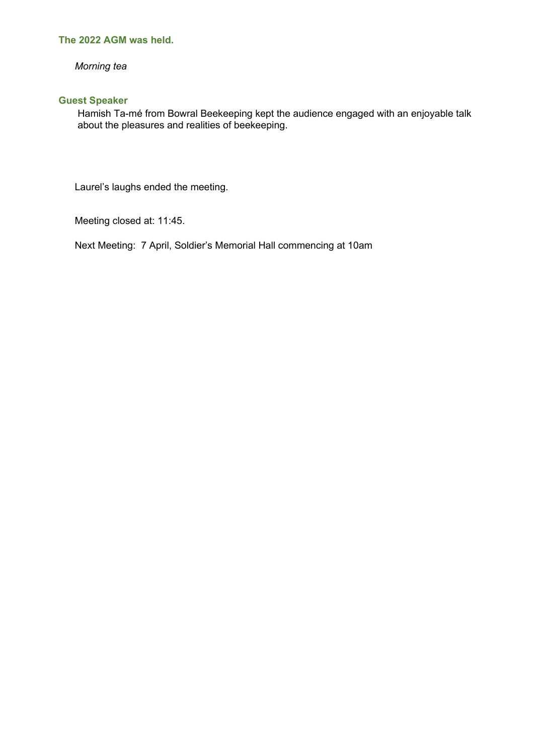### The 2022 AGM was held.

*Morning tea*

### Guest Speaker

Hamish Ta-mé from Bowral Beekeeping kept the audience engaged with an enjoyable talk about the pleasures and realities of beekeeping.

Laurel's laughs ended the meeting.

Meeting closed at: 11:45.

Next Meeting: 7 April, Soldier's Memorial Hall commencing at 10am